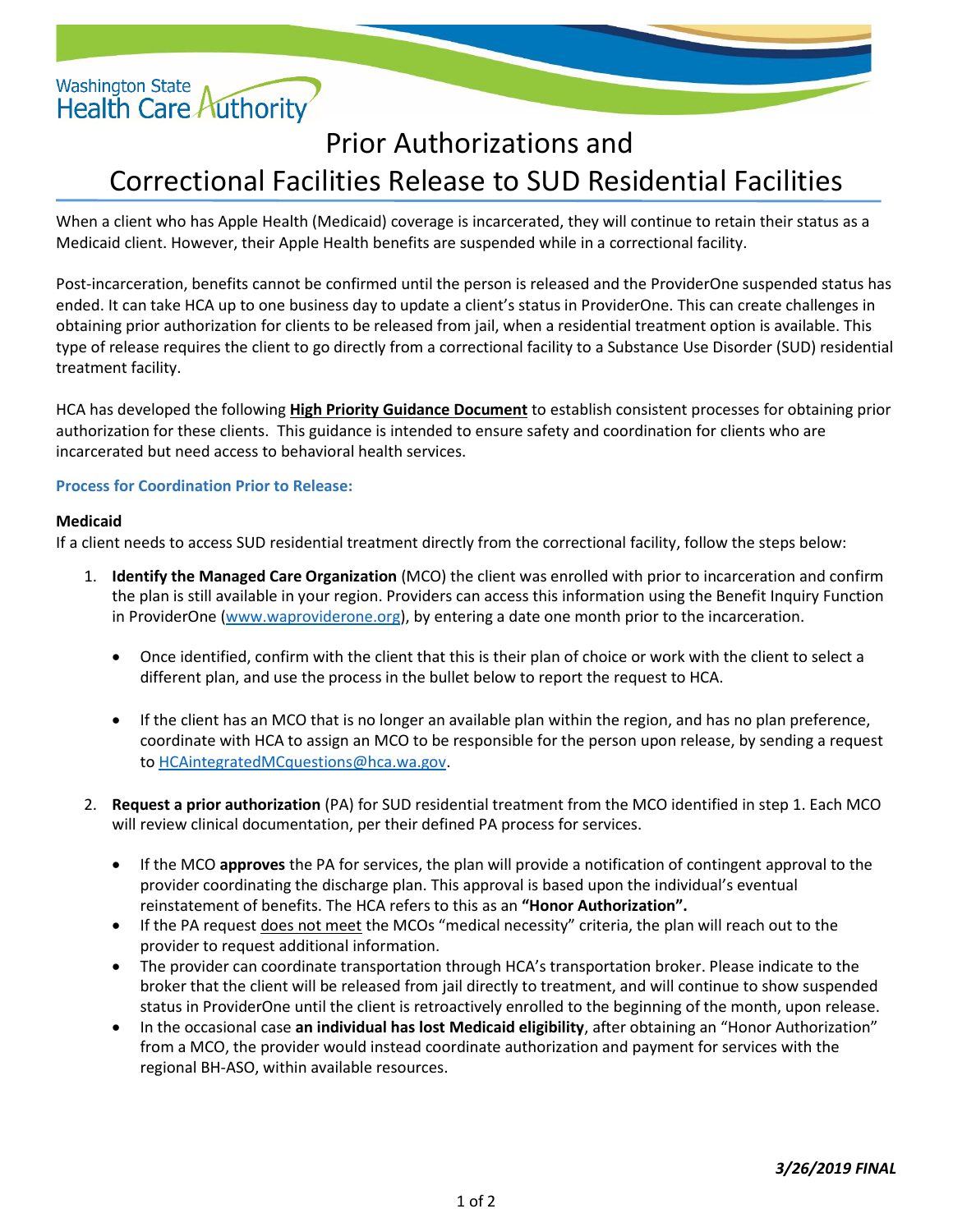Washington State Health Care Authority

# Prior Authorizations and Correctional Facilities Release to SUD Residential Facilities

When a client who has Apple Health (Medicaid) coverage is incarcerated, they will continue to retain their status as a Medicaid client. However, their Apple Health benefits are suspended while in a correctional facility.

Post-incarceration, benefits cannot be confirmed until the person is released and the ProviderOne suspended status has ended. It can take HCA up to one business day to update a client's status in ProviderOne. This can create challenges in obtaining prior authorization for clients to be released from jail, when a residential treatment option is available. This type of release requires the client to go directly from a correctional facility to a Substance Use Disorder (SUD) residential treatment facility.

HCA has developed the following **High Priority Guidance Document** to establish consistent processes for obtaining prior authorization for these clients. This guidance is intended to ensure safety and coordination for clients who are incarcerated but need access to behavioral health services.

### Process for Coordination Prior to Release:

**Medicaid**

If a client needs to access SUD residential treatment directly from the correctional facility, follow the steps below:

1. **Identify the Managed Care Organization** (MCO) the client was enrolled with prior to incarceration and confirm the plan is still available in your region. Providers can access this information using the Benefit Inquiry Function in ProviderOne (www.waproviderone.org), by entering a date one month prior to the incarceration.
   - Once identified, confirm with the client that this is their plan of choice or work with the client to select a different plan, and use the process in the bullet below to report the request to HCA.
   - If the client has an MCO that is no longer an available plan within the region, and has no plan preference, coordinate with HCA to assign an MCO to be responsible for the person upon release, by sending a request to HCAintegratedMCquestions@hca.wa.gov.
2. **Request a prior authorization** (PA) for SUD residential treatment from the MCO identified in step 1. Each MCO will review clinical documentation, per their defined PA process for services.
   - If the MCO **approves** the PA for services, the plan will provide a notification of contingent approval to the provider coordinating the discharge plan. This approval is based upon the individual's eventual reinstatement of benefits. The HCA refers to this as an **"Honor Authorization".**
   - If the PA request does not meet the MCOs "medical necessity" criteria, the plan will reach out to the provider to request additional information.
   - The provider can coordinate transportation through HCA's transportation broker. Please indicate to the broker that the client will be released from jail directly to treatment, and will continue to show suspended status in ProviderOne until the client is retroactively enrolled to the beginning of the month, upon release.
   - In the occasional case **an individual has lost Medicaid eligibility**, after obtaining an "Honor Authorization" from a MCO, the provider would instead coordinate authorization and payment for services with the regional BH-ASO, within available resources.

*3/26/2019 FINAL*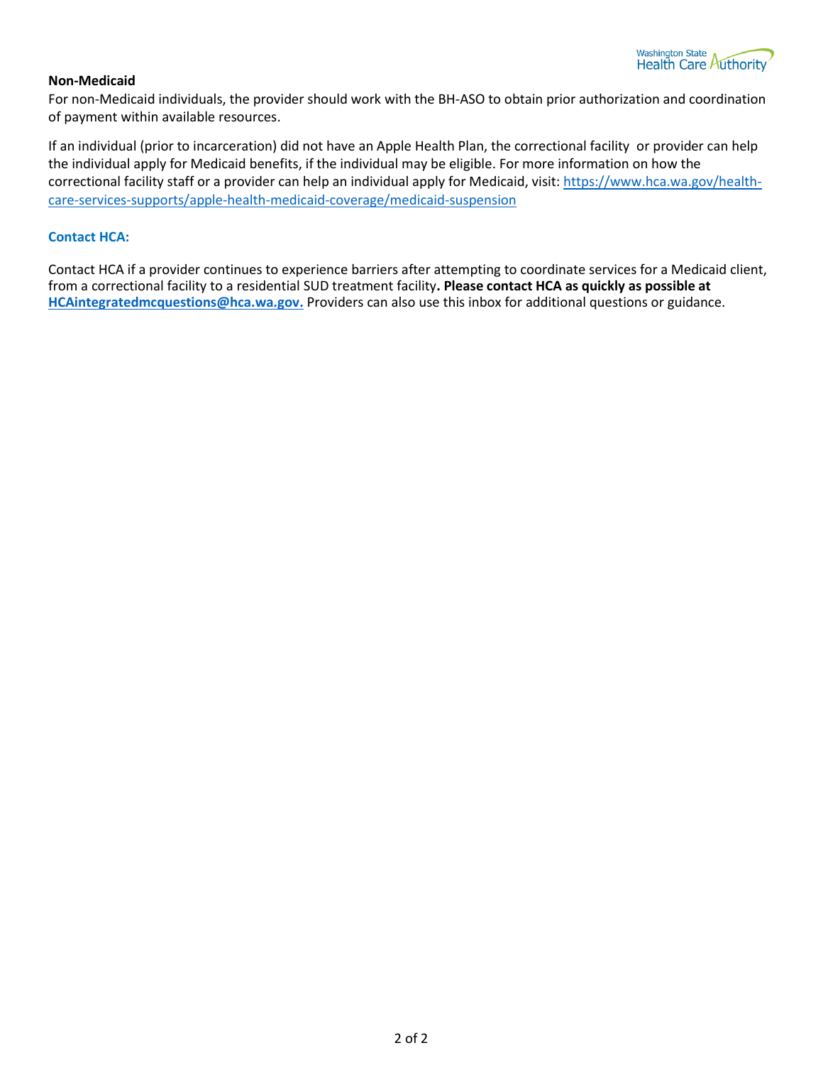**Non-Medicaid**

For non-Medicaid individuals, the provider should work with the BH-ASO to obtain prior authorization and coordination of payment within available resources.

If an individual (prior to incarceration) did not have an Apple Health Plan, the correctional facility or provider can help the individual apply for Medicaid benefits, if the individual may be eligible. For more information on how the correctional facility staff or a provider can help an individual apply for Medicaid, visit: [https://www.hca.wa.gov/health-care-services-supports/apple-health-medicaid-coverage/medicaid-suspension](https://www.hca.wa.gov/health-care-services-supports/apple-health-medicaid-coverage/medicaid-suspension)

## Contact HCA:

Contact HCA if a provider continues to experience barriers after attempting to coordinate services for a Medicaid client, from a correctional facility to a residential SUD treatment facility**. Please contact HCA as quickly as possible at [HCAintegratedmcquestions@hca.wa.gov.](mailto:HCAintegratedmcquestions@hca.wa.gov)** Providers can also use this inbox for additional questions or guidance.